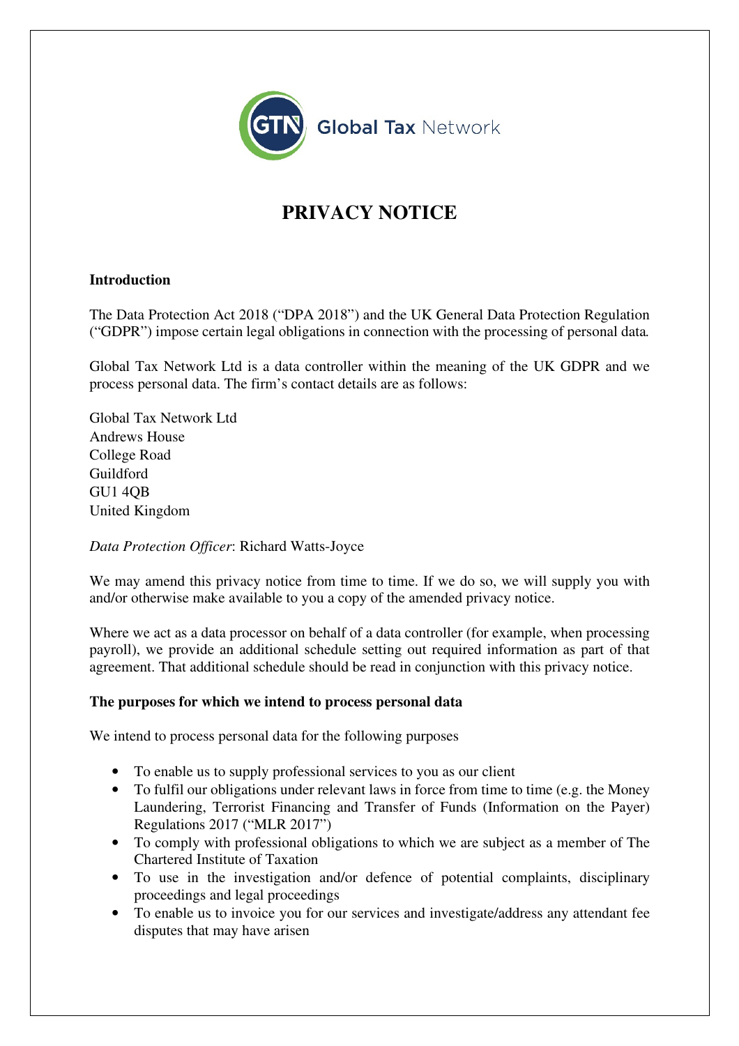# PRIVACY NOTICE

## Introduction

The Data Protection Act 2018 ("DPA 2018") and the UK General Data Protection Regulation ("GDPR") impose certain legal obligations in connection with the processing of personal data.

Global Tax Network Ltd is a data controller within the meaning of the UK GDPR and we process personal data. The firm's contact details are as follows:

Global Tax Network Ltd
Andrews House
College Road
Guildford
GU1 4QB
United Kingdom

*Data Protection Officer*: Richard Watts-Joyce

We may amend this privacy notice from time to time. If we do so, we will supply you with and/or otherwise make available to you a copy of the amended privacy notice.

Where we act as a data processor on behalf of a data controller (for example, when processing payroll), we provide an additional schedule setting out required information as part of that agreement. That additional schedule should be read in conjunction with this privacy notice.

## The purposes for which we intend to process personal data

We intend to process personal data for the following purposes

- To enable us to supply professional services to you as our client
- To fulfil our obligations under relevant laws in force from time to time (e.g. the Money Laundering, Terrorist Financing and Transfer of Funds (Information on the Payer) Regulations 2017 ("MLR 2017")
- To comply with professional obligations to which we are subject as a member of The Chartered Institute of Taxation
- To use in the investigation and/or defence of potential complaints, disciplinary proceedings and legal proceedings
- To enable us to invoice you for our services and investigate/address any attendant fee disputes that may have arisen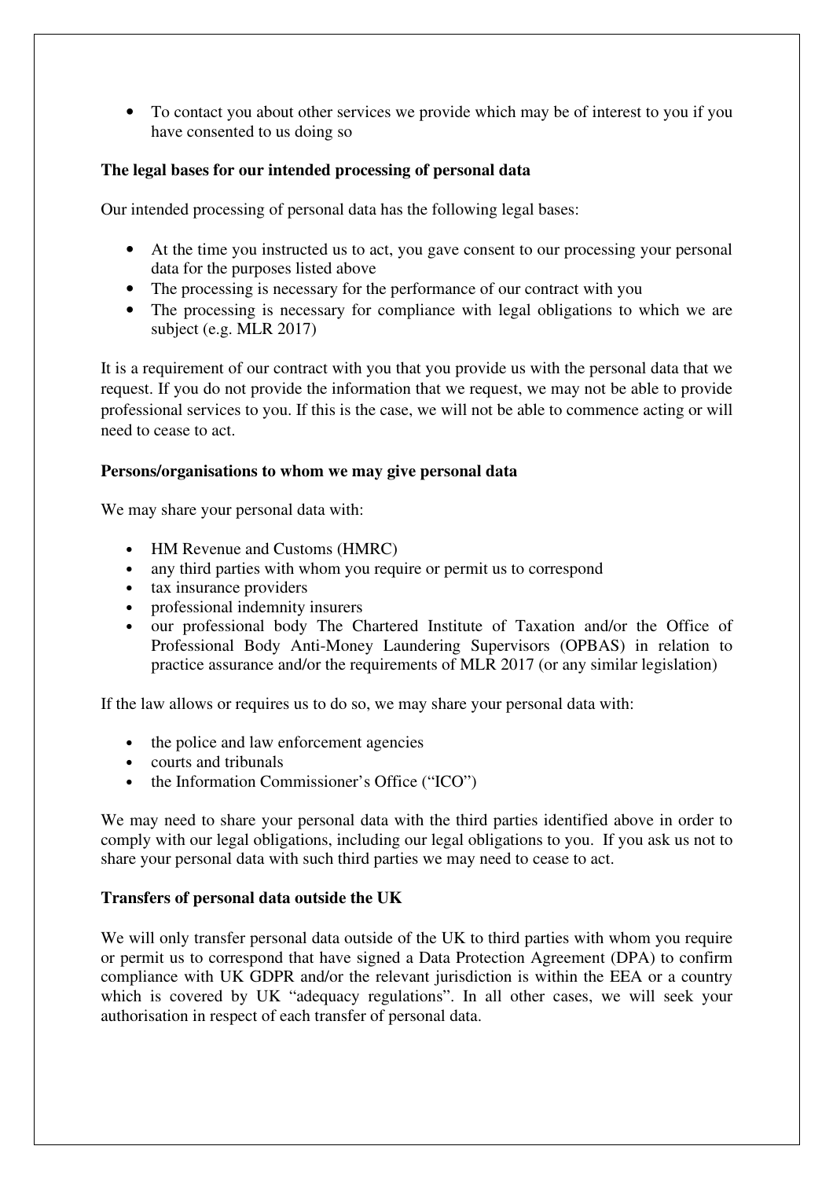- To contact you about other services we provide which may be of interest to you if you have consented to us doing so

**The legal bases for our intended processing of personal data**

Our intended processing of personal data has the following legal bases:

- At the time you instructed us to act, you gave consent to our processing your personal data for the purposes listed above
- The processing is necessary for the performance of our contract with you
- The processing is necessary for compliance with legal obligations to which we are subject (e.g. MLR 2017)

It is a requirement of our contract with you that you provide us with the personal data that we request. If you do not provide the information that we request, we may not be able to provide professional services to you. If this is the case, we will not be able to commence acting or will need to cease to act.

**Persons/organisations to whom we may give personal data**

We may share your personal data with:

- HM Revenue and Customs (HMRC)
- any third parties with whom you require or permit us to correspond
- tax insurance providers
- professional indemnity insurers
- our professional body The Chartered Institute of Taxation and/or the Office of Professional Body Anti-Money Laundering Supervisors (OPBAS) in relation to practice assurance and/or the requirements of MLR 2017 (or any similar legislation)

If the law allows or requires us to do so, we may share your personal data with:

- the police and law enforcement agencies
- courts and tribunals
- the Information Commissioner's Office ("ICO")

We may need to share your personal data with the third parties identified above in order to comply with our legal obligations, including our legal obligations to you. If you ask us not to share your personal data with such third parties we may need to cease to act.

**Transfers of personal data outside the UK**

We will only transfer personal data outside of the UK to third parties with whom you require or permit us to correspond that have signed a Data Protection Agreement (DPA) to confirm compliance with UK GDPR and/or the relevant jurisdiction is within the EEA or a country which is covered by UK "adequacy regulations". In all other cases, we will seek your authorisation in respect of each transfer of personal data.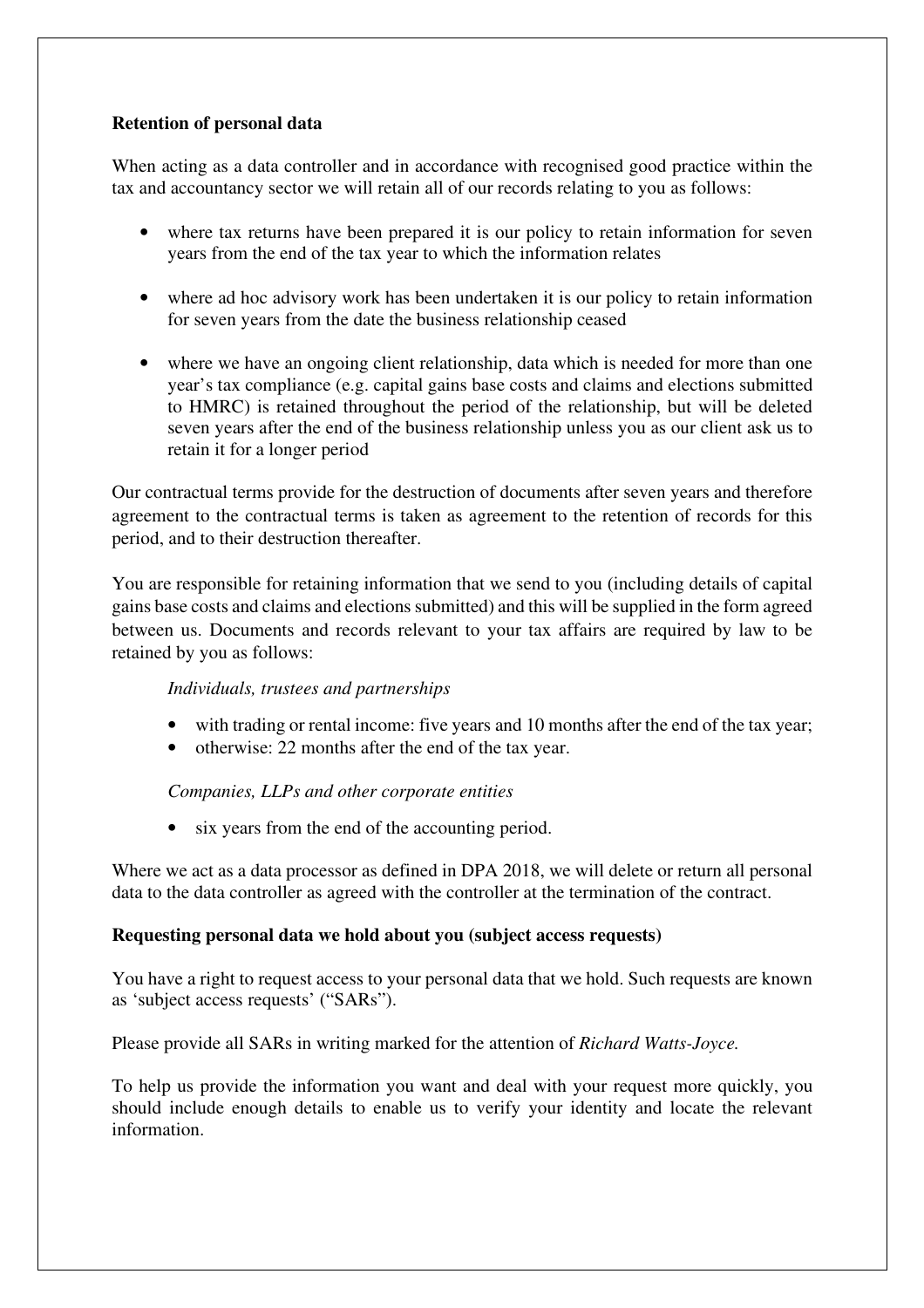**Retention of personal data**

When acting as a data controller and in accordance with recognised good practice within the tax and accountancy sector we will retain all of our records relating to you as follows:

- where tax returns have been prepared it is our policy to retain information for seven years from the end of the tax year to which the information relates
- where ad hoc advisory work has been undertaken it is our policy to retain information for seven years from the date the business relationship ceased
- where we have an ongoing client relationship, data which is needed for more than one year's tax compliance (e.g. capital gains base costs and claims and elections submitted to HMRC) is retained throughout the period of the relationship, but will be deleted seven years after the end of the business relationship unless you as our client ask us to retain it for a longer period

Our contractual terms provide for the destruction of documents after seven years and therefore agreement to the contractual terms is taken as agreement to the retention of records for this period, and to their destruction thereafter.

You are responsible for retaining information that we send to you (including details of capital gains base costs and claims and elections submitted) and this will be supplied in the form agreed between us. Documents and records relevant to your tax affairs are required by law to be retained by you as follows:

*Individuals, trustees and partnerships*

- with trading or rental income: five years and 10 months after the end of the tax year;
- otherwise: 22 months after the end of the tax year.

*Companies, LLPs and other corporate entities*

- six years from the end of the accounting period.

Where we act as a data processor as defined in DPA 2018, we will delete or return all personal data to the data controller as agreed with the controller at the termination of the contract.

**Requesting personal data we hold about you (subject access requests)**

You have a right to request access to your personal data that we hold. Such requests are known as 'subject access requests' ("SARs").

Please provide all SARs in writing marked for the attention of *Richard Watts-Joyce.*

To help us provide the information you want and deal with your request more quickly, you should include enough details to enable us to verify your identity and locate the relevant information.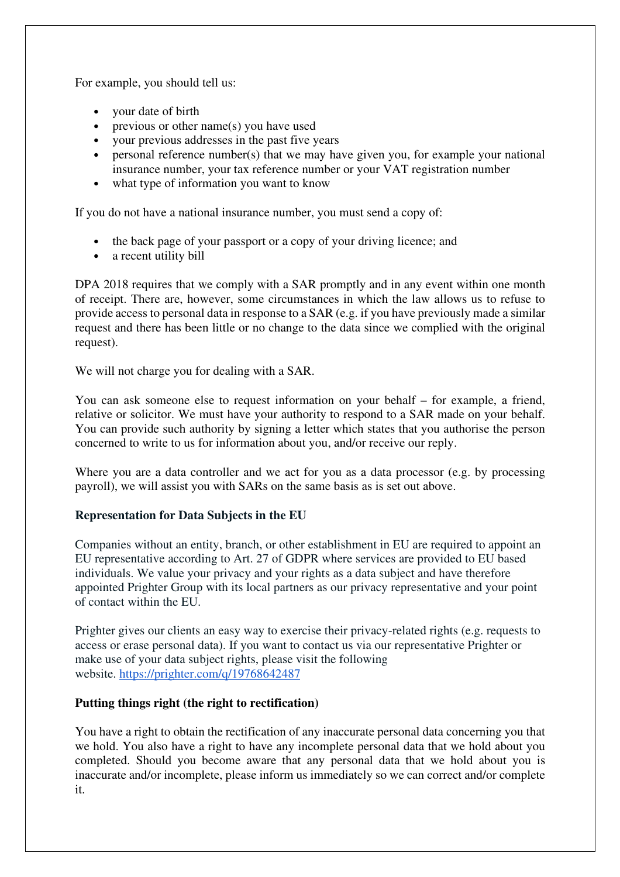For example, you should tell us:

- your date of birth
- previous or other name(s) you have used
- your previous addresses in the past five years
- personal reference number(s) that we may have given you, for example your national insurance number, your tax reference number or your VAT registration number
- what type of information you want to know

If you do not have a national insurance number, you must send a copy of:

- the back page of your passport or a copy of your driving licence; and
- a recent utility bill

DPA 2018 requires that we comply with a SAR promptly and in any event within one month of receipt. There are, however, some circumstances in which the law allows us to refuse to provide access to personal data in response to a SAR (e.g. if you have previously made a similar request and there has been little or no change to the data since we complied with the original request).

We will not charge you for dealing with a SAR.

You can ask someone else to request information on your behalf – for example, a friend, relative or solicitor. We must have your authority to respond to a SAR made on your behalf. You can provide such authority by signing a letter which states that you authorise the person concerned to write to us for information about you, and/or receive our reply.

Where you are a data controller and we act for you as a data processor (e.g. by processing payroll), we will assist you with SARs on the same basis as is set out above.

**Representation for Data Subjects in the EU**

Companies without an entity, branch, or other establishment in EU are required to appoint an EU representative according to Art. 27 of GDPR where services are provided to EU based individuals. We value your privacy and your rights as a data subject and have therefore appointed Prighter Group with its local partners as our privacy representative and your point of contact within the EU.

Prighter gives our clients an easy way to exercise their privacy-related rights (e.g. requests to access or erase personal data). If you want to contact us via our representative Prighter or make use of your data subject rights, please visit the following website. [https://prighter.com/q/19768642487](https://prighter.com/q/19768642487)

**Putting things right (the right to rectification)**

You have a right to obtain the rectification of any inaccurate personal data concerning you that we hold. You also have a right to have any incomplete personal data that we hold about you completed. Should you become aware that any personal data that we hold about you is inaccurate and/or incomplete, please inform us immediately so we can correct and/or complete it.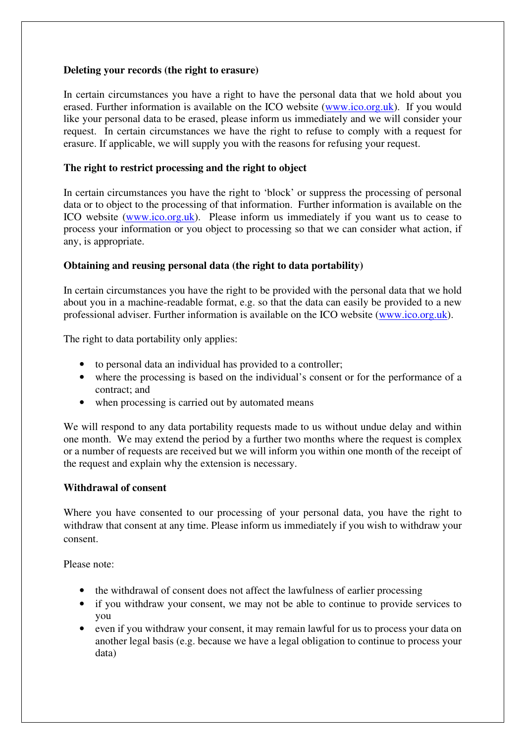**Deleting your records (the right to erasure)**

In certain circumstances you have a right to have the personal data that we hold about you erased. Further information is available on the ICO website (www.ico.org.uk). If you would like your personal data to be erased, please inform us immediately and we will consider your request. In certain circumstances we have the right to refuse to comply with a request for erasure. If applicable, we will supply you with the reasons for refusing your request.

**The right to restrict processing and the right to object**

In certain circumstances you have the right to 'block' or suppress the processing of personal data or to object to the processing of that information. Further information is available on the ICO website (www.ico.org.uk). Please inform us immediately if you want us to cease to process your information or you object to processing so that we can consider what action, if any, is appropriate.

**Obtaining and reusing personal data (the right to data portability)**

In certain circumstances you have the right to be provided with the personal data that we hold about you in a machine-readable format, e.g. so that the data can easily be provided to a new professional adviser. Further information is available on the ICO website (www.ico.org.uk).

The right to data portability only applies:

- to personal data an individual has provided to a controller;
- where the processing is based on the individual's consent or for the performance of a contract; and
- when processing is carried out by automated means

We will respond to any data portability requests made to us without undue delay and within one month. We may extend the period by a further two months where the request is complex or a number of requests are received but we will inform you within one month of the receipt of the request and explain why the extension is necessary.

**Withdrawal of consent**

Where you have consented to our processing of your personal data, you have the right to withdraw that consent at any time. Please inform us immediately if you wish to withdraw your consent.

Please note:

- the withdrawal of consent does not affect the lawfulness of earlier processing
- if you withdraw your consent, we may not be able to continue to provide services to you
- even if you withdraw your consent, it may remain lawful for us to process your data on another legal basis (e.g. because we have a legal obligation to continue to process your data)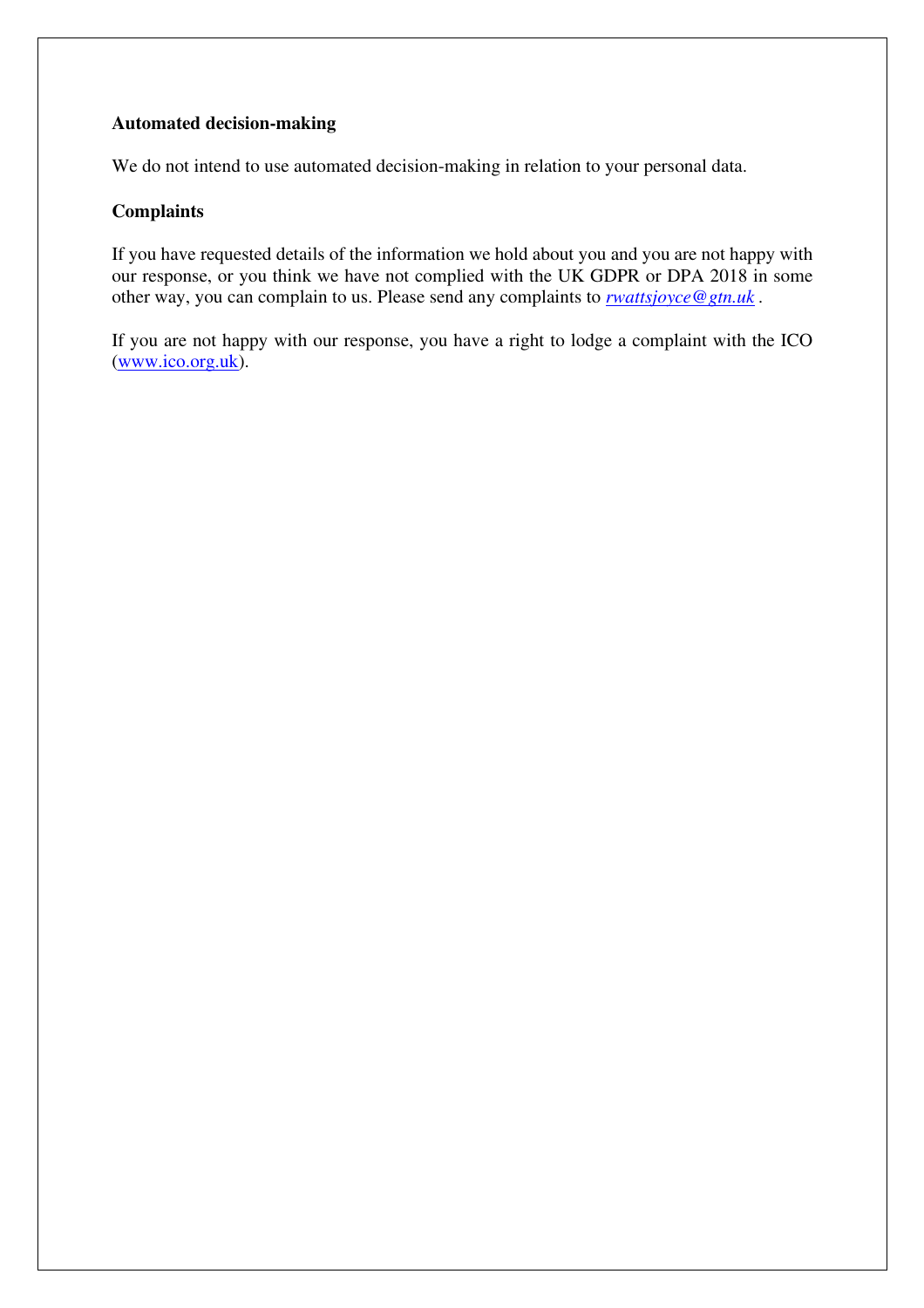**Automated decision-making**

We do not intend to use automated decision-making in relation to your personal data.

**Complaints**

If you have requested details of the information we hold about you and you are not happy with our response, or you think we have not complied with the UK GDPR or DPA 2018 in some other way, you can complain to us. Please send any complaints to *rwattsjoyce@gtn.uk* .

If you are not happy with our response, you have a right to lodge a complaint with the ICO (www.ico.org.uk).